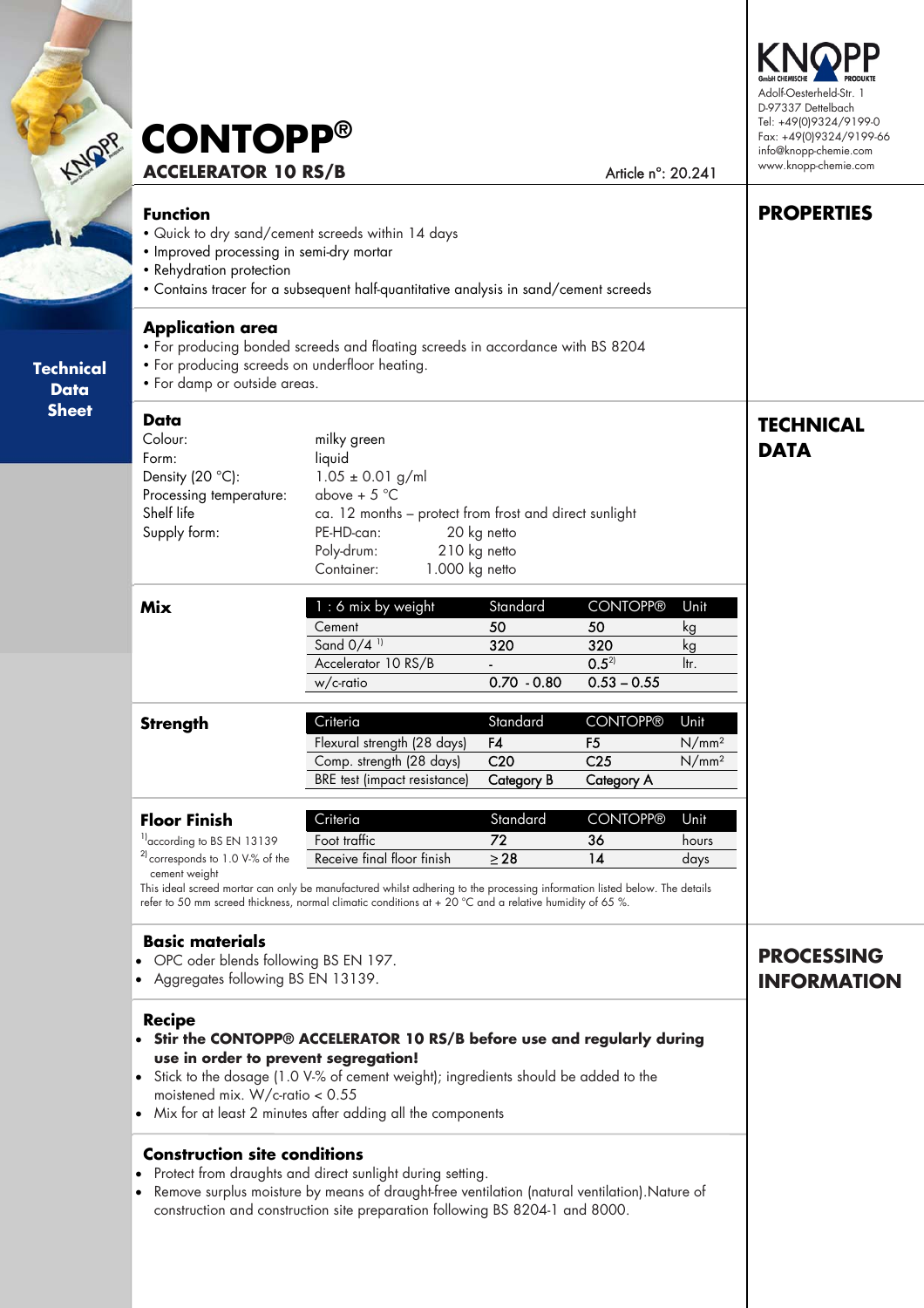# CONTOPP®

## ACCELERATOR 10 RS/B

Article n°: 20.241

KNOPP GmbH CHEMISCHE PRODUKTE
Adolf-Oesterheld-Str. 1
D-97337 Dettelbach
Tel: +49(0)9324/9199-0
Fax: +49(0)9324/9199-66
info@knopp-chemie.com
www.knopp-chemie.com

Technical Data Sheet

## PROPERTIES

### Function

- Quick to dry sand/cement screeds within 14 days
- Improved processing in semi-dry mortar
- Rehydration protection
- Contains tracer for a subsequent half-quantitative analysis in sand/cement screeds

### Application area

- For producing bonded screeds and floating screeds in accordance with BS 8204
- For producing screeds on underfloor heating.
- For damp or outside areas.

## TECHNICAL DATA

### Data

| | |
|---|---|
| Colour: | milky green |
| Form: | liquid |
| Density (20 °C): | 1.05 ± 0.01 g/ml |
| Processing temperature: | above + 5 °C |
| Shelf life | ca. 12 months – protect from frost and direct sunlight |
| Supply form: | PE-HD-can: 20 kg netto |
| | Poly-drum: 210 kg netto |
| | Container: 1.000 kg netto |

### Mix

| 1 : 6 mix by weight | Standard | CONTOPP® | Unit |
|---|---|---|---|
| Cement | 50 | 50 | kg |
| Sand 0/4 [1] | 320 | 320 | kg |
| Accelerator 10 RS/B | - | 0.5[2] | ltr. |
| w/c-ratio | 0.70 - 0.80 | 0.53 – 0.55 | |

### Strength

| Criteria | Standard | CONTOPP® | Unit |
|---|---|---|---|
| Flexural strength (28 days) | F4 | F5 | N/mm² |
| Comp. strength (28 days) | C20 | C25 | N/mm² |
| BRE test (impact resistance) | Category B | Category A | |

### Floor Finish

| Criteria | Standard | CONTOPP® | Unit |
|---|---|---|---|
| Foot traffic | 72 | 36 | hours |
| Receive final floor finish | ≥ 28 | 14 | days |

[1] according to BS EN 13139

[2] corresponds to 1.0 V-% of the cement weight

This ideal screed mortar can only be manufactured whilst adhering to the processing information listed below. The details refer to 50 mm screed thickness, normal climatic conditions at + 20 °C and a relative humidity of 65 %.

## PROCESSING INFORMATION

### Basic materials

- OPC oder blends following BS EN 197.
- Aggregates following BS EN 13139.

### Recipe

- **Stir the CONTOPP® ACCELERATOR 10 RS/B before use and regularly during use in order to prevent segregation!**
- Stick to the dosage (1.0 V-% of cement weight); ingredients should be added to the moistened mix. W/c-ratio < 0.55
- Mix for at least 2 minutes after adding all the components

### Construction site conditions

- Protect from draughts and direct sunlight during setting.
- Remove surplus moisture by means of draught-free ventilation (natural ventilation).Nature of construction and construction site preparation following BS 8204-1 and 8000.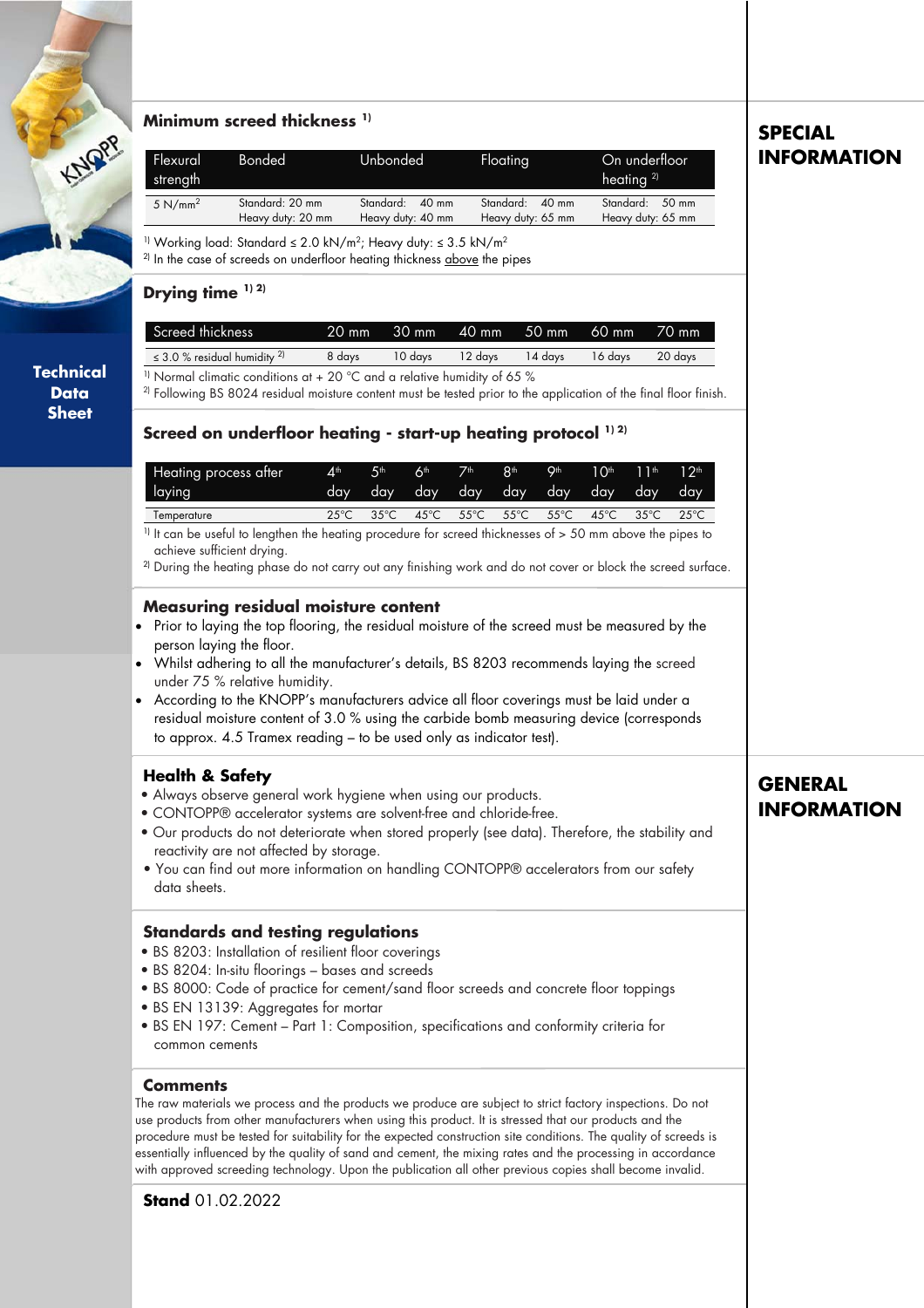Technical Data Sheet

## SPECIAL INFORMATION

### Minimum screed thickness [1]

| Flexural strength | Bonded | Unbonded | Floating | On underfloor heating [2] |
|---|---|---|---|---|
| 5 N/mm² | Standard: 20 mm<br>Heavy duty: 20 mm | Standard: 40 mm<br>Heavy duty: 40 mm | Standard: 40 mm<br>Heavy duty: 65 mm | Standard: 50 mm<br>Heavy duty: 65 mm |

[1] Working load: Standard ≤ 2.0 kN/m²; Heavy duty: ≤ 3.5 kN/m²
[2] In the case of screeds on underfloor heating thickness above the pipes

### Drying time [1) 2)]

| Screed thickness | 20 mm | 30 mm | 40 mm | 50 mm | 60 mm | 70 mm |
|---|---|---|---|---|---|---|
| ≤ 3.0 % residual humidity [2] | 8 days | 10 days | 12 days | 14 days | 16 days | 20 days |

[1] Normal climatic conditions at + 20 °C and a relative humidity of 65 %
[2] Following BS 8024 residual moisture content must be tested prior to the application of the final floor finish.

### Screed on underfloor heating - start-up heating protocol [1) 2)]

| Heating process after laying | 4th day | 5th day | 6th day | 7th day | 8th day | 9th day | 10th day | 11th day | 12th day |
|---|---|---|---|---|---|---|---|---|---|
| Temperature | 25°C | 35°C | 45°C | 55°C | 55°C | 55°C | 45°C | 35°C | 25°C |

[1] It can be useful to lengthen the heating procedure for screed thicknesses of > 50 mm above the pipes to achieve sufficient drying.
[2] During the heating phase do not carry out any finishing work and do not cover or block the screed surface.

### Measuring residual moisture content

- Prior to laying the top flooring, the residual moisture of the screed must be measured by the person laying the floor.
- Whilst adhering to all the manufacturer's details, BS 8203 recommends laying the screed under 75 % relative humidity.
- According to the KNOPP's manufacturers advice all floor coverings must be laid under a residual moisture content of 3.0 % using the carbide bomb measuring device (corresponds to approx. 4.5 Tramex reading – to be used only as indicator test).

## GENERAL INFORMATION

### Health & Safety

- Always observe general work hygiene when using our products.
- CONTOPP® accelerator systems are solvent-free and chloride-free.
- Our products do not deteriorate when stored properly (see data). Therefore, the stability and reactivity are not affected by storage.
- You can find out more information on handling CONTOPP® accelerators from our safety data sheets.

### Standards and testing regulations

- BS 8203: Installation of resilient floor coverings
- BS 8204: In-situ floorings – bases and screeds
- BS 8000: Code of practice for cement/sand floor screeds and concrete floor toppings
- BS EN 13139: Aggregates for mortar
- BS EN 197: Cement – Part 1: Composition, specifications and conformity criteria for common cements

### Comments

The raw materials we process and the products we produce are subject to strict factory inspections. Do not use products from other manufacturers when using this product. It is stressed that our products and the procedure must be tested for suitability for the expected construction site conditions. The quality of screeds is essentially influenced by the quality of sand and cement, the mixing rates and the processing in accordance with approved screeding technology. Upon the publication all other previous copies shall become invalid.

**Stand** 01.02.2022